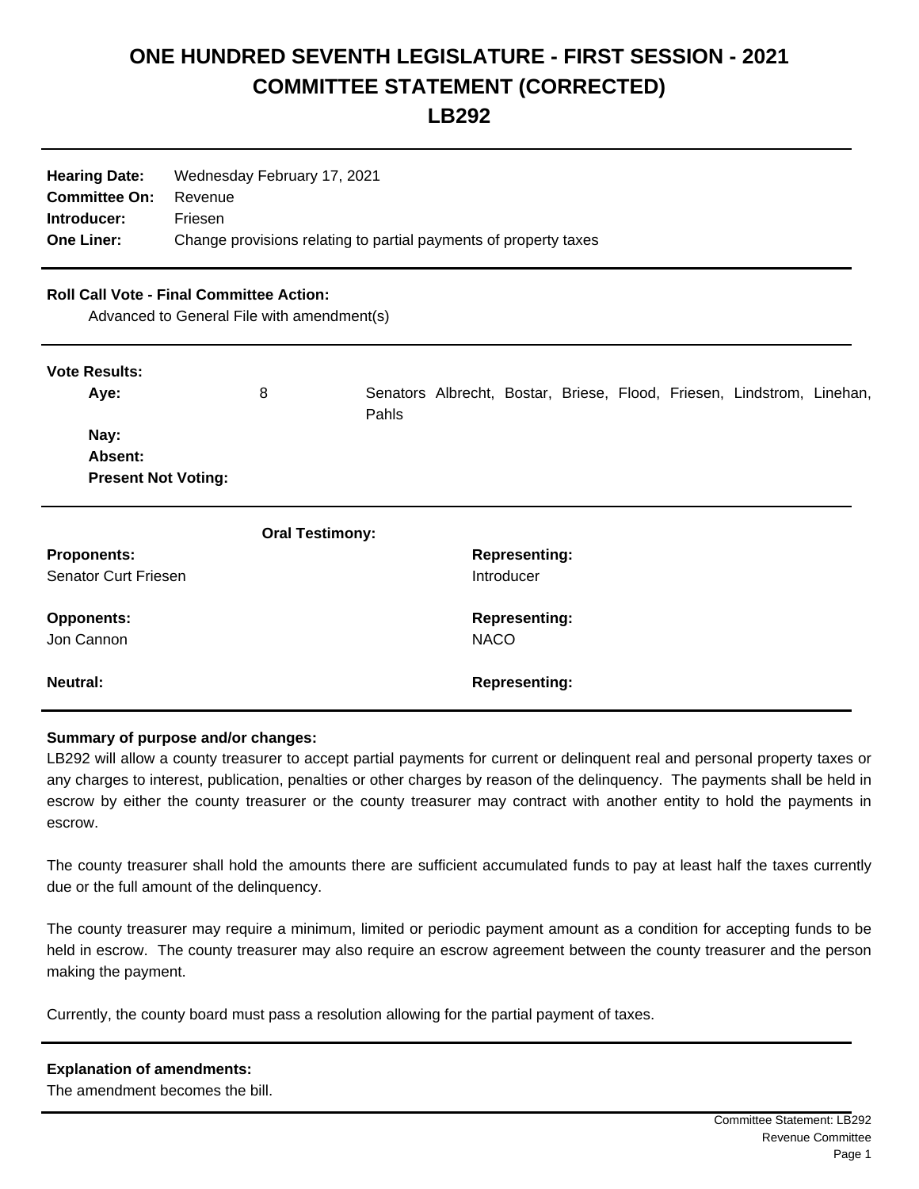# ONE HUNDRED SEVENTH LEGISLATURE - FIRST SESSION - 2021
# COMMITTEE STATEMENT (CORRECTED)
# LB292

**Hearing Date:** Wednesday February 17, 2021
**Committee On:** Revenue
**Introducer:** Friesen
**One Liner:** Change provisions relating to partial payments of property taxes

**Roll Call Vote - Final Committee Action:**
Advanced to General File with amendment(s)

**Vote Results:**

| | | |
|---|---|---|
| **Aye:** | 8 | Senators Albrecht, Bostar, Briese, Flood, Friesen, Lindstrom, Linehan, Pahls |
| **Nay:** | | |
| **Absent:** | | |
| **Present Not Voting:** | | |

**Oral Testimony:**

| **Proponents:** | **Representing:** |
|---|---|
| Senator Curt Friesen | Introducer |

| **Opponents:** | **Representing:** |
|---|---|
| Jon Cannon | NACO |

| **Neutral:** | **Representing:** |
|---|---|

**Summary of purpose and/or changes:**

LB292 will allow a county treasurer to accept partial payments for current or delinquent real and personal property taxes or any charges to interest, publication, penalties or other charges by reason of the delinquency. The payments shall be held in escrow by either the county treasurer or the county treasurer may contract with another entity to hold the payments in escrow.

The county treasurer shall hold the amounts there are sufficient accumulated funds to pay at least half the taxes currently due or the full amount of the delinquency.

The county treasurer may require a minimum, limited or periodic payment amount as a condition for accepting funds to be held in escrow. The county treasurer may also require an escrow agreement between the county treasurer and the person making the payment.

Currently, the county board must pass a resolution allowing for the partial payment of taxes.

**Explanation of amendments:**

The amendment becomes the bill.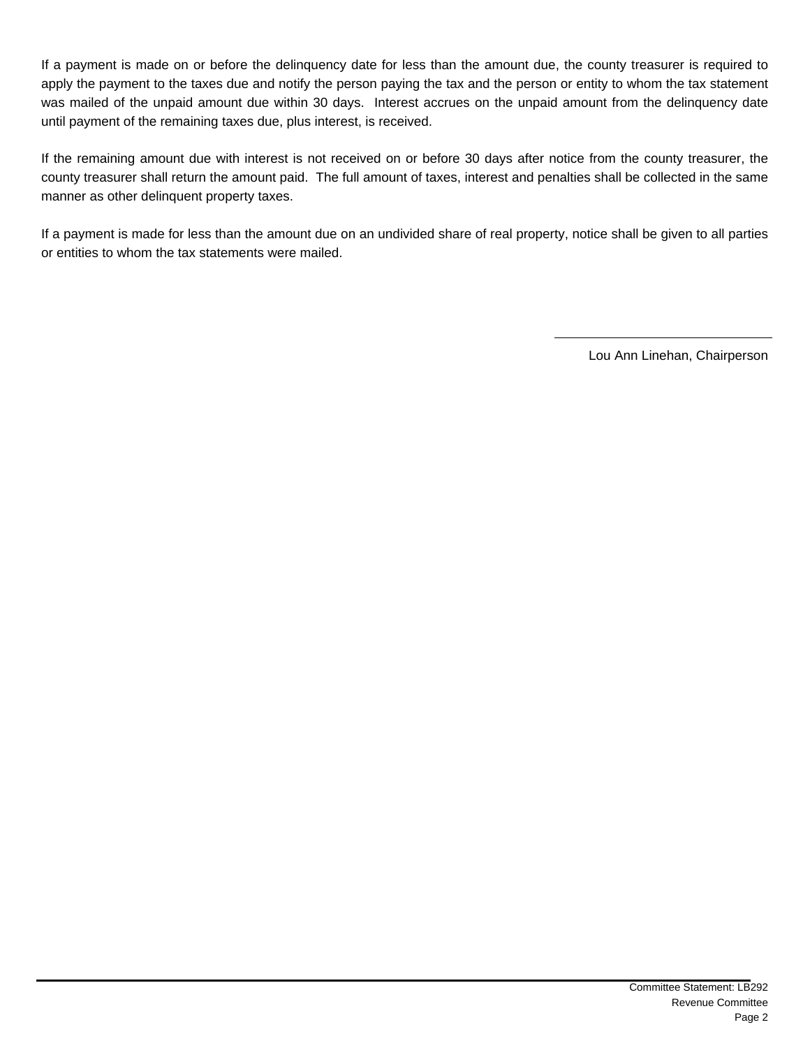If a payment is made on or before the delinquency date for less than the amount due, the county treasurer is required to apply the payment to the taxes due and notify the person paying the tax and the person or entity to whom the tax statement was mailed of the unpaid amount due within 30 days. Interest accrues on the unpaid amount from the delinquency date until payment of the remaining taxes due, plus interest, is received.

If the remaining amount due with interest is not received on or before 30 days after notice from the county treasurer, the county treasurer shall return the amount paid. The full amount of taxes, interest and penalties shall be collected in the same manner as other delinquent property taxes.

If a payment is made for less than the amount due on an undivided share of real property, notice shall be given to all parties or entities to whom the tax statements were mailed.

Lou Ann Linehan, Chairperson